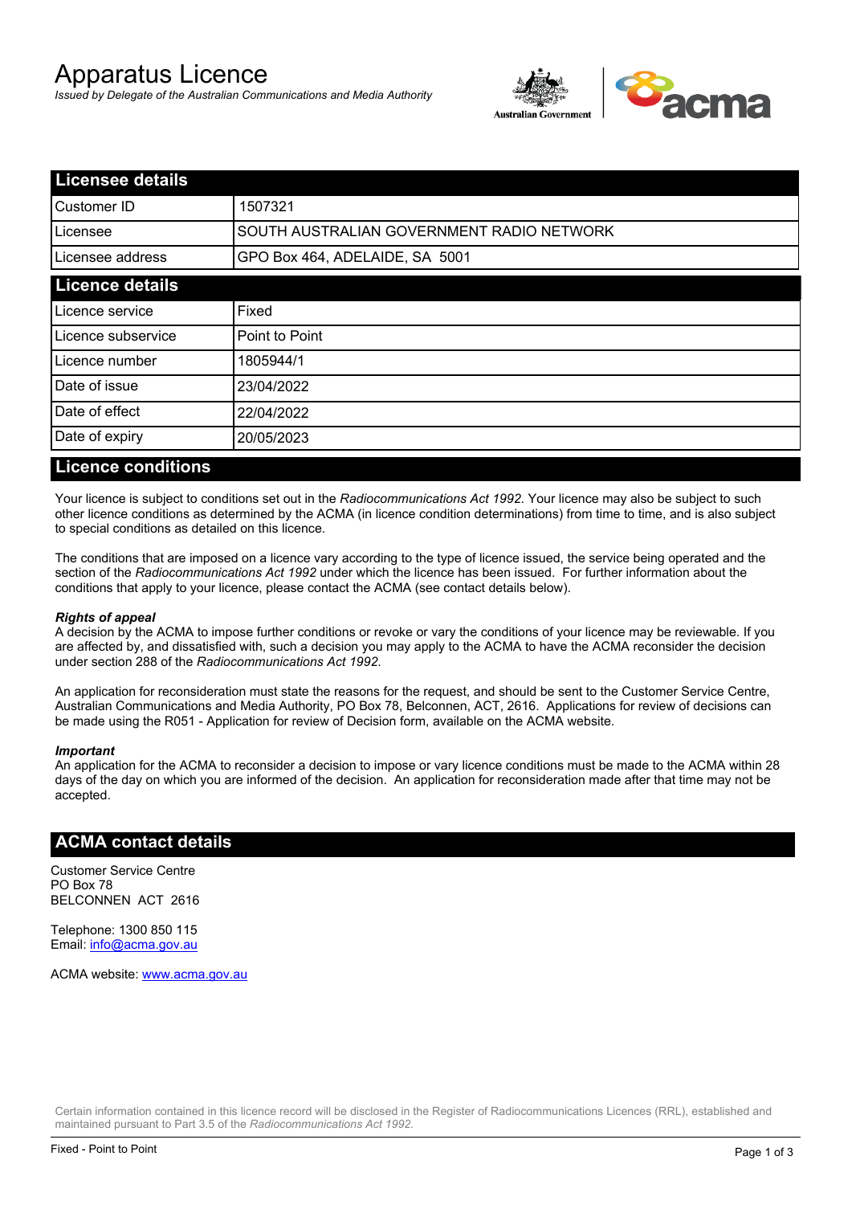# Apparatus Licence

*Issued by Delegate of the Australian Communications and Media Authority*

## Licensee details

| | |
|---|---|
| Customer ID | 1507321 |
| Licensee | SOUTH AUSTRALIAN GOVERNMENT RADIO NETWORK |
| Licensee address | GPO Box 464, ADELAIDE, SA 5001 |

## Licence details

| | |
|---|---|
| Licence service | Fixed |
| Licence subservice | Point to Point |
| Licence number | 1805944/1 |
| Date of issue | 23/04/2022 |
| Date of effect | 22/04/2022 |
| Date of expiry | 20/05/2023 |

## Licence conditions

Your licence is subject to conditions set out in the *Radiocommunications Act 1992*. Your licence may also be subject to such other licence conditions as determined by the ACMA (in licence condition determinations) from time to time, and is also subject to special conditions as detailed on this licence.

The conditions that are imposed on a licence vary according to the type of licence issued, the service being operated and the section of the *Radiocommunications Act 1992* under which the licence has been issued. For further information about the conditions that apply to your licence, please contact the ACMA (see contact details below).

***Rights of appeal***
A decision by the ACMA to impose further conditions or revoke or vary the conditions of your licence may be reviewable. If you are affected by, and dissatisfied with, such a decision you may apply to the ACMA to have the ACMA reconsider the decision under section 288 of the *Radiocommunications Act 1992*.

An application for reconsideration must state the reasons for the request, and should be sent to the Customer Service Centre, Australian Communications and Media Authority, PO Box 78, Belconnen, ACT, 2616. Applications for review of decisions can be made using the R051 - Application for review of Decision form, available on the ACMA website.

***Important***
An application for the ACMA to reconsider a decision to impose or vary licence conditions must be made to the ACMA within 28 days of the day on which you are informed of the decision. An application for reconsideration made after that time may not be accepted.

## ACMA contact details

Customer Service Centre
PO Box 78
BELCONNEN ACT 2616

Telephone: 1300 850 115
Email: info@acma.gov.au

ACMA website: www.acma.gov.au

Certain information contained in this licence record will be disclosed in the Register of Radiocommunications Licences (RRL), established and maintained pursuant to Part 3.5 of the *Radiocommunications Act 1992.*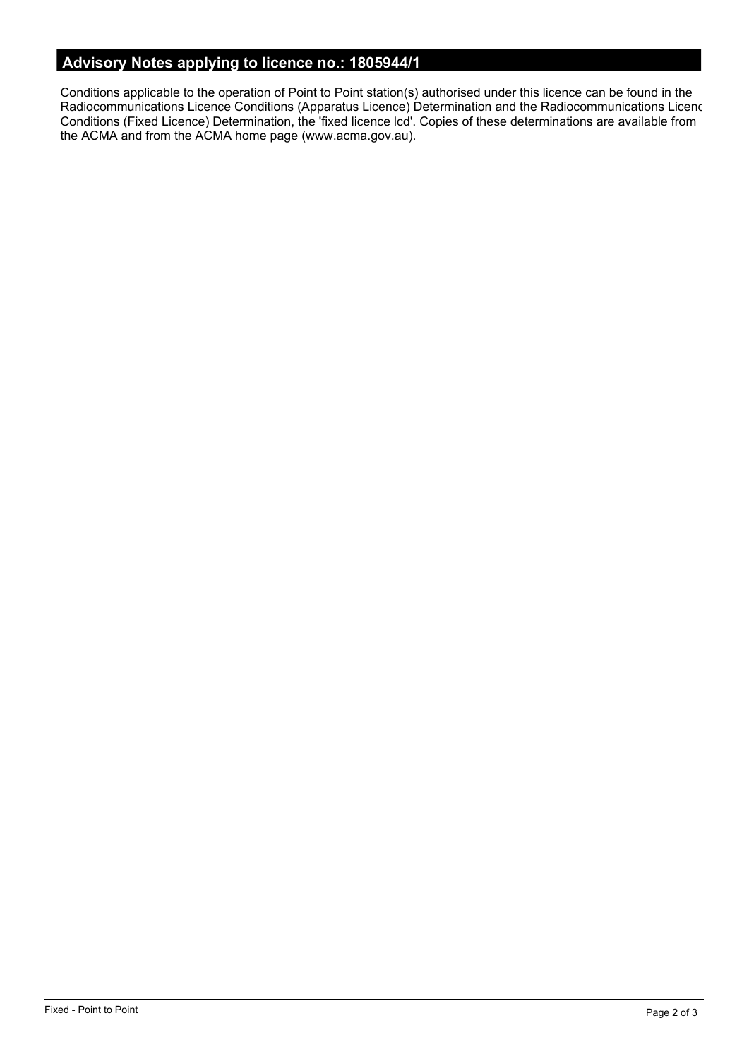## Advisory Notes applying to licence no.: 1805944/1

Conditions applicable to the operation of Point to Point station(s) authorised under this licence can be found in the Radiocommunications Licence Conditions (Apparatus Licence) Determination and the Radiocommunications Licence Conditions (Fixed Licence) Determination, the 'fixed licence lcd'. Copies of these determinations are available from the ACMA and from the ACMA home page (www.acma.gov.au).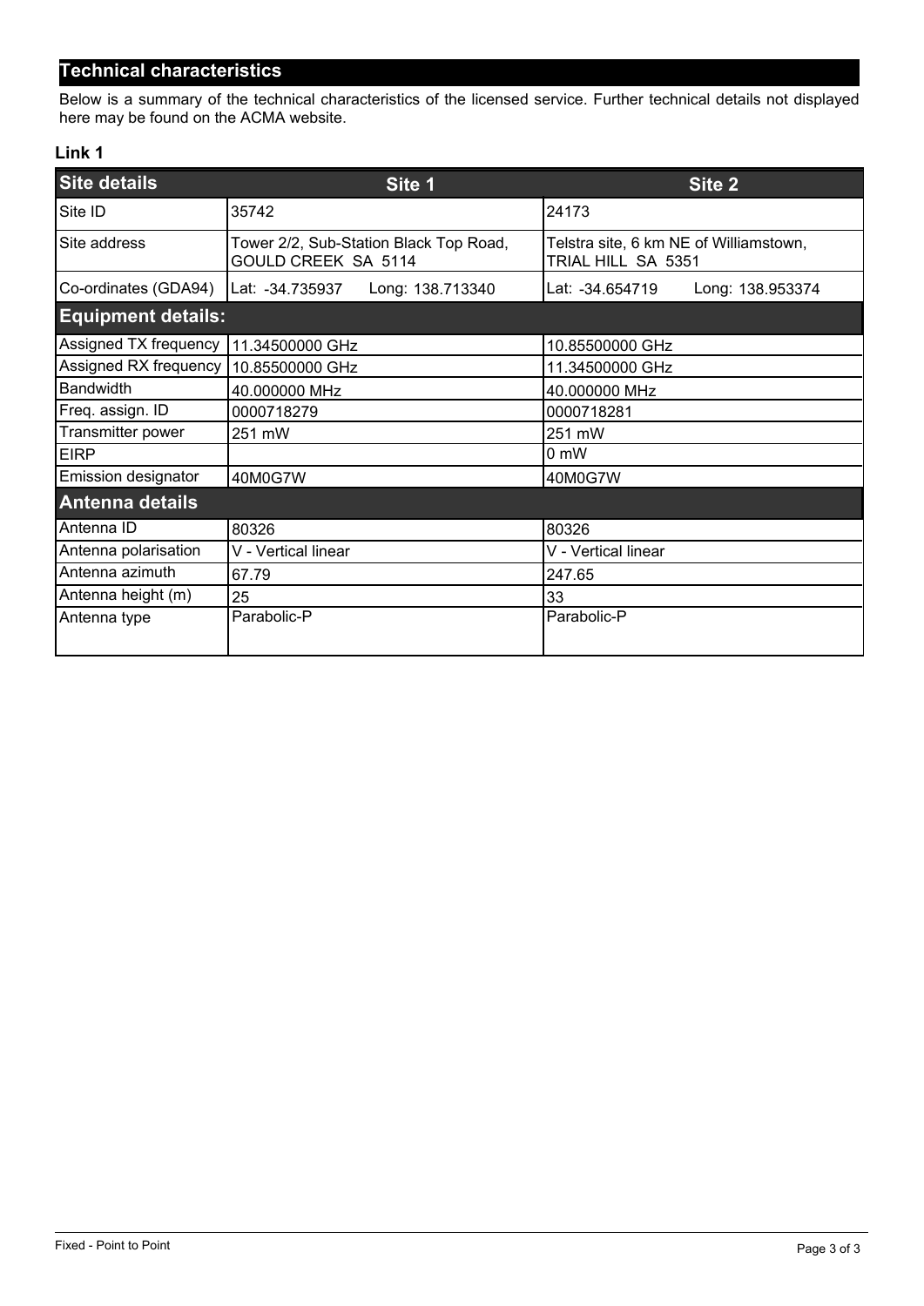## Technical characteristics

Below is a summary of the technical characteristics of the licensed service. Further technical details not displayed here may be found on the ACMA website.

**Link 1**

| Site details | Site 1 | Site 2 |
|---|---|---|
| Site ID | 35742 | 24173 |
| Site address | Tower 2/2, Sub-Station Black Top Road, GOULD CREEK SA 5114 | Telstra site, 6 km NE of Williamstown, TRIAL HILL SA 5351 |
| Co-ordinates (GDA94) | Lat: -34.735937 Long: 138.713340 | Lat: -34.654719 Long: 138.953374 |
| **Equipment details:** | | |
| Assigned TX frequency | 11.34500000 GHz | 10.85500000 GHz |
| Assigned RX frequency | 10.85500000 GHz | 11.34500000 GHz |
| Bandwidth | 40.000000 MHz | 40.000000 MHz |
| Freq. assign. ID | 0000718279 | 0000718281 |
| Transmitter power | 251 mW | 251 mW |
| EIRP | | 0 mW |
| Emission designator | 40M0G7W | 40M0G7W |
| **Antenna details** | | |
| Antenna ID | 80326 | 80326 |
| Antenna polarisation | V - Vertical linear | V - Vertical linear |
| Antenna azimuth | 67.79 | 247.65 |
| Antenna height (m) | 25 | 33 |
| Antenna type | Parabolic-P | Parabolic-P |

Fixed - Point to Point